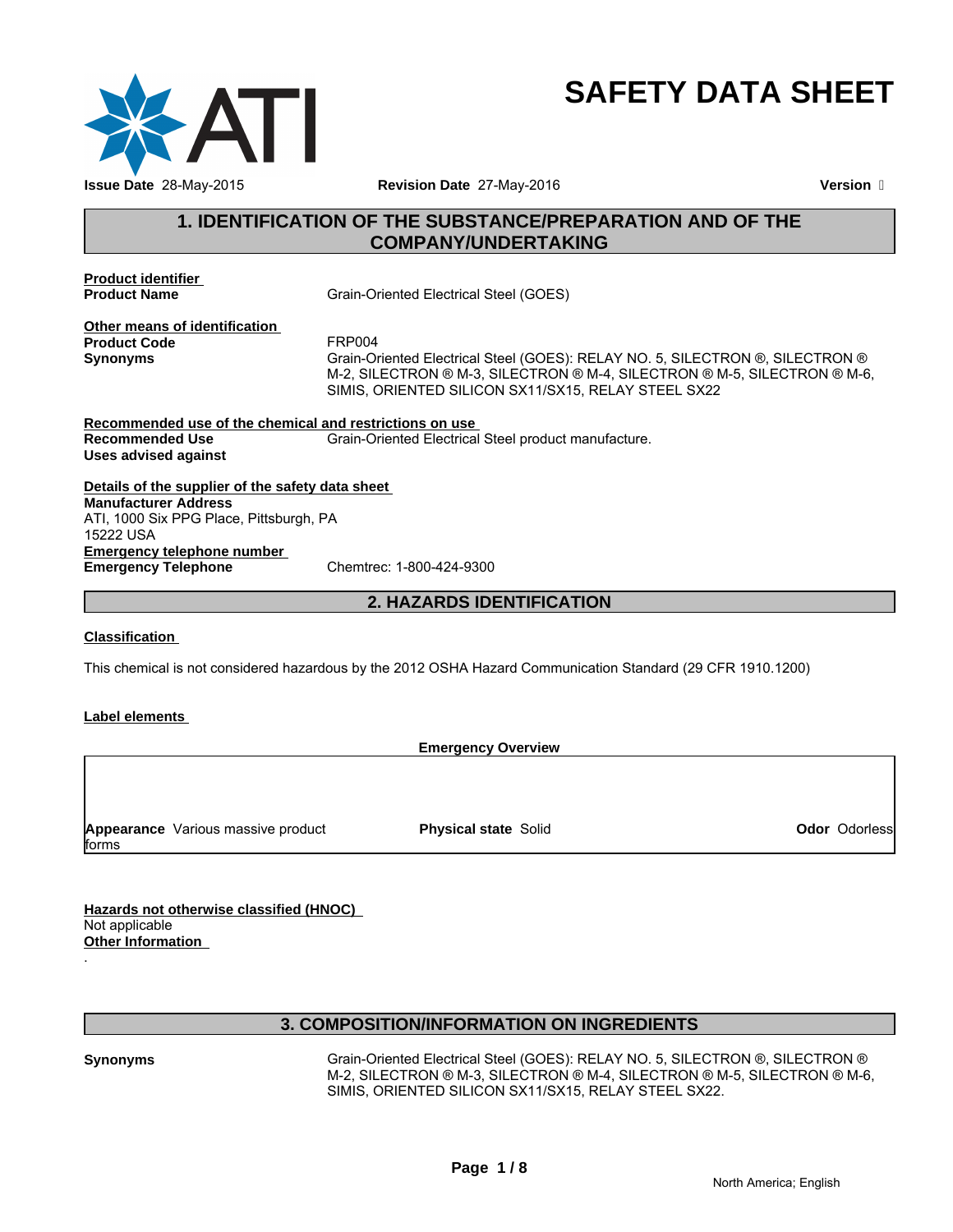# SAFETY DATA SHEET

**Issue Date** 28-May-2015 **Revision Date** 27-May-2016 **Version** 

## 1. IDENTIFICATION OF THE SUBSTANCE/PREPARATION AND OF THE COMPANY/UNDERTAKING

**Product identifier**

**Product Name** Grain-Oriented Electrical Steel (GOES)

**Other means of identification**

**Product Code** FRP004

**Synonyms** Grain-Oriented Electrical Steel (GOES): RELAY NO. 5, SILECTRON ®, SILECTRON ® M-2, SILECTRON ® M-3, SILECTRON ® M-4, SILECTRON ® M-5, SILECTRON ® M-6, SIMIS, ORIENTED SILICON SX11/SX15, RELAY STEEL SX22

**Recommended use of the chemical and restrictions on use**

**Recommended Use** Grain-Oriented Electrical Steel product manufacture.

**Uses advised against**

**Details of the supplier of the safety data sheet**

**Manufacturer Address**
ATI, 1000 Six PPG Place, Pittsburgh, PA
15222 USA

**Emergency telephone number**

**Emergency Telephone** Chemtrec: 1-800-424-9300

## 2. HAZARDS IDENTIFICATION

**Classification**

This chemical is not considered hazardous by the 2012 OSHA Hazard Communication Standard (29 CFR 1910.1200)

**Label elements**

**Emergency Overview**

| **Appearance** Various massive product forms | **Physical state** Solid | **Odor** Odorless |
|---|---|---|

**Hazards not otherwise classified (HNOC)**
Not applicable

**Other Information**
.

## 3. COMPOSITION/INFORMATION ON INGREDIENTS

**Synonyms** Grain-Oriented Electrical Steel (GOES): RELAY NO. 5, SILECTRON ®, SILECTRON ® M-2, SILECTRON ® M-3, SILECTRON ® M-4, SILECTRON ® M-5, SILECTRON ® M-6, SIMIS, ORIENTED SILICON SX11/SX15, RELAY STEEL SX22.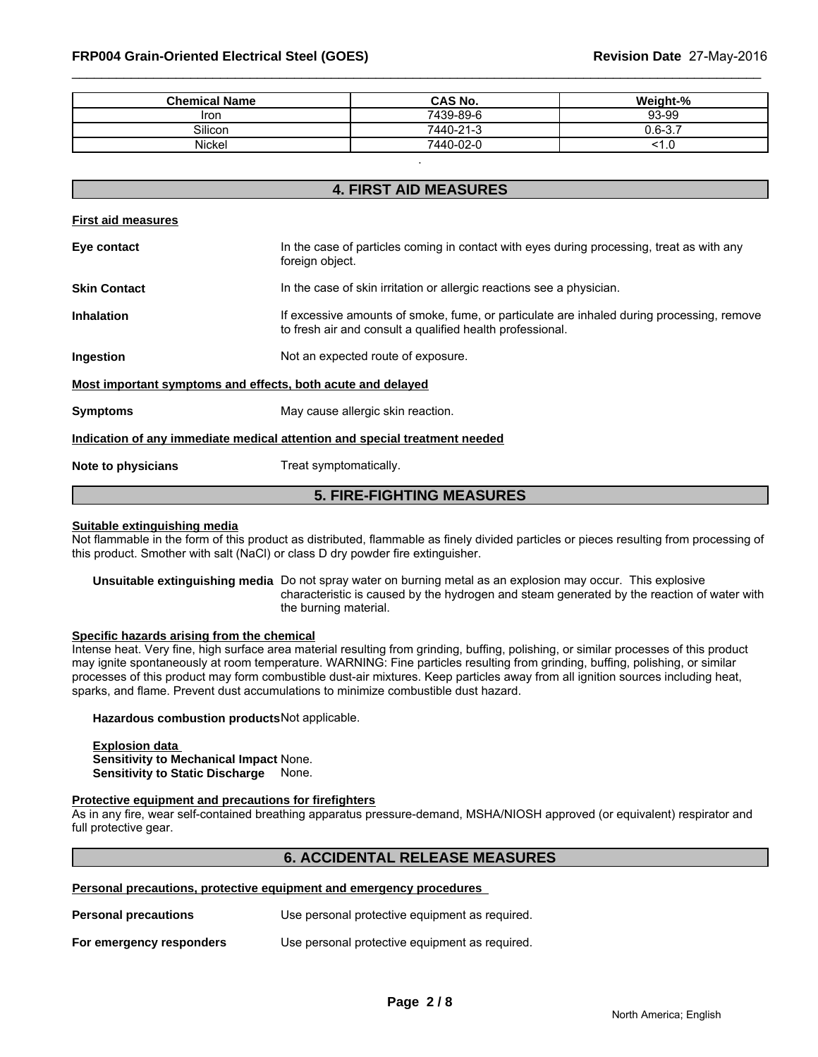| Chemical Name | CAS No. | Weight-% |
| --- | --- | --- |
| Iron | 7439-89-6 | 93-99 |
| Silicon | 7440-21-3 | 0.6-3.7 |
| Nickel | 7440-02-0 | <1.0 |

.

## 4. FIRST AID MEASURES

**First aid measures**

**Eye contact** — In the case of particles coming in contact with eyes during processing, treat as with any foreign object.

**Skin Contact** — In the case of skin irritation or allergic reactions see a physician.

**Inhalation** — If excessive amounts of smoke, fume, or particulate are inhaled during processing, remove to fresh air and consult a qualified health professional.

**Ingestion** — Not an expected route of exposure.

**Most important symptoms and effects, both acute and delayed**

**Symptoms** — May cause allergic skin reaction.

**Indication of any immediate medical attention and special treatment needed**

**Note to physicians** — Treat symptomatically.

## 5. FIRE-FIGHTING MEASURES

**Suitable extinguishing media**

Not flammable in the form of this product as distributed, flammable as finely divided particles or pieces resulting from processing of this product. Smother with salt (NaCl) or class D dry powder fire extinguisher.

**Unsuitable extinguishing media** — Do not spray water on burning metal as an explosion may occur. This explosive characteristic is caused by the hydrogen and steam generated by the reaction of water with the burning material.

**Specific hazards arising from the chemical**

Intense heat. Very fine, high surface area material resulting from grinding, buffing, polishing, or similar processes of this product may ignite spontaneously at room temperature. WARNING: Fine particles resulting from grinding, buffing, polishing, or similar processes of this product may form combustible dust-air mixtures. Keep particles away from all ignition sources including heat, sparks, and flame. Prevent dust accumulations to minimize combustible dust hazard.

**Hazardous combustion products** Not applicable.

**Explosion data**
**Sensitivity to Mechanical Impact** None.
**Sensitivity to Static Discharge** None.

**Protective equipment and precautions for firefighters**

As in any fire, wear self-contained breathing apparatus pressure-demand, MSHA/NIOSH approved (or equivalent) respirator and full protective gear.

## 6. ACCIDENTAL RELEASE MEASURES

**Personal precautions, protective equipment and emergency procedures**

**Personal precautions** — Use personal protective equipment as required.

**For emergency responders** — Use personal protective equipment as required.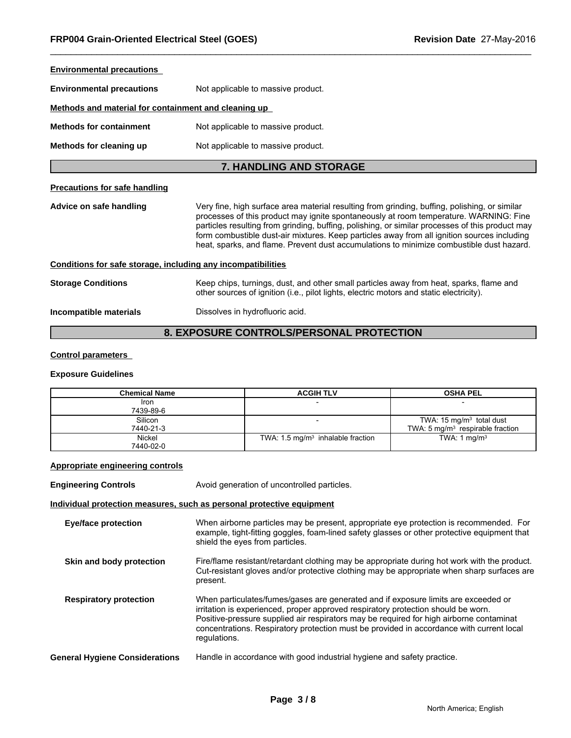**Environmental precautions**

**Environmental precautions** Not applicable to massive product.

**Methods and material for containment and cleaning up**

**Methods for containment** Not applicable to massive product.

**Methods for cleaning up** Not applicable to massive product.

## 7. HANDLING AND STORAGE

**Precautions for safe handling**

**Advice on safe handling** Very fine, high surface area material resulting from grinding, buffing, polishing, or similar processes of this product may ignite spontaneously at room temperature. WARNING: Fine particles resulting from grinding, buffing, polishing, or similar processes of this product may form combustible dust-air mixtures. Keep particles away from all ignition sources including heat, sparks, and flame. Prevent dust accumulations to minimize combustible dust hazard.

**Conditions for safe storage, including any incompatibilities**

**Storage Conditions** Keep chips, turnings, dust, and other small particles away from heat, sparks, flame and other sources of ignition (i.e., pilot lights, electric motors and static electricity).

**Incompatible materials** Dissolves in hydrofluoric acid.

## 8. EXPOSURE CONTROLS/PERSONAL PROTECTION

**Control parameters**

**Exposure Guidelines**

| Chemical Name | ACGIH TLV | OSHA PEL |
|---|---|---|
| Iron 7439-89-6 | - | - |
| Silicon 7440-21-3 | - | TWA: 15 mg/m³ total dust TWA: 5 mg/m³ respirable fraction |
| Nickel 7440-02-0 | TWA: 1.5 mg/m³ inhalable fraction | TWA: 1 mg/m³ |

**Appropriate engineering controls**

**Engineering Controls** Avoid generation of uncontrolled particles.

**Individual protection measures, such as personal protective equipment**

**Eye/face protection** When airborne particles may be present, appropriate eye protection is recommended. For example, tight-fitting goggles, foam-lined safety glasses or other protective equipment that shield the eyes from particles.

**Skin and body protection** Fire/flame resistant/retardant clothing may be appropriate during hot work with the product. Cut-resistant gloves and/or protective clothing may be appropriate when sharp surfaces are present.

**Respiratory protection** When particulates/fumes/gases are generated and if exposure limits are exceeded or irritation is experienced, proper approved respiratory protection should be worn. Positive-pressure supplied air respirators may be required for high airborne contaminat concentrations. Respiratory protection must be provided in accordance with current local regulations.

**General Hygiene Considerations** Handle in accordance with good industrial hygiene and safety practice.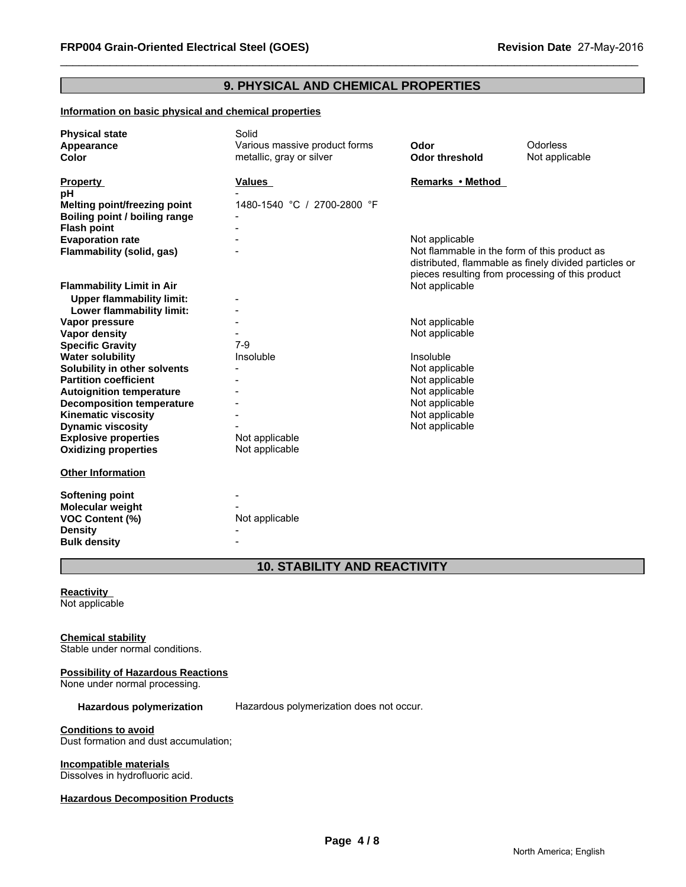## 9. PHYSICAL AND CHEMICAL PROPERTIES

**Information on basic physical and chemical properties**

| | | | |
|---|---|---|---|
| **Physical state** | Solid | | |
| **Appearance** | Various massive product forms | **Odor** | Odorless |
| **Color** | metallic, gray or silver | **Odor threshold** | Not applicable |

| **Property** | **Values** | **Remarks • Method** |
|---|---|---|
| **pH** | - | |
| **Melting point/freezing point** | 1480-1540 °C / 2700-2800 °F | |
| **Boiling point / boiling range** | - | |
| **Flash point** | - | |
| **Evaporation rate** | - | Not applicable |
| **Flammability (solid, gas)** | - | Not flammable in the form of this product as distributed, flammable as finely divided particles or pieces resulting from processing of this product |
| **Flammability Limit in Air** | | Not applicable |
| **Upper flammability limit:** | - | |
| **Lower flammability limit:** | - | |
| **Vapor pressure** | - | Not applicable |
| **Vapor density** | - | Not applicable |
| **Specific Gravity** | 7-9 | |
| **Water solubility** | Insoluble | Insoluble |
| **Solubility in other solvents** | - | Not applicable |
| **Partition coefficient** | - | Not applicable |
| **Autoignition temperature** | - | Not applicable |
| **Decomposition temperature** | - | Not applicable |
| **Kinematic viscosity** | - | Not applicable |
| **Dynamic viscosity** | - | Not applicable |
| **Explosive properties** | Not applicable | |
| **Oxidizing properties** | Not applicable | |

**Other Information**

| | |
|---|---|
| **Softening point** | - |
| **Molecular weight** | - |
| **VOC Content (%)** | Not applicable |
| **Density** | - |
| **Bulk density** | - |

## 10. STABILITY AND REACTIVITY

**Reactivity**
Not applicable

**Chemical stability**
Stable under normal conditions.

**Possibility of Hazardous Reactions**
None under normal processing.

**Hazardous polymerization** Hazardous polymerization does not occur.

**Conditions to avoid**
Dust formation and dust accumulation;

**Incompatible materials**
Dissolves in hydrofluoric acid.

**Hazardous Decomposition Products**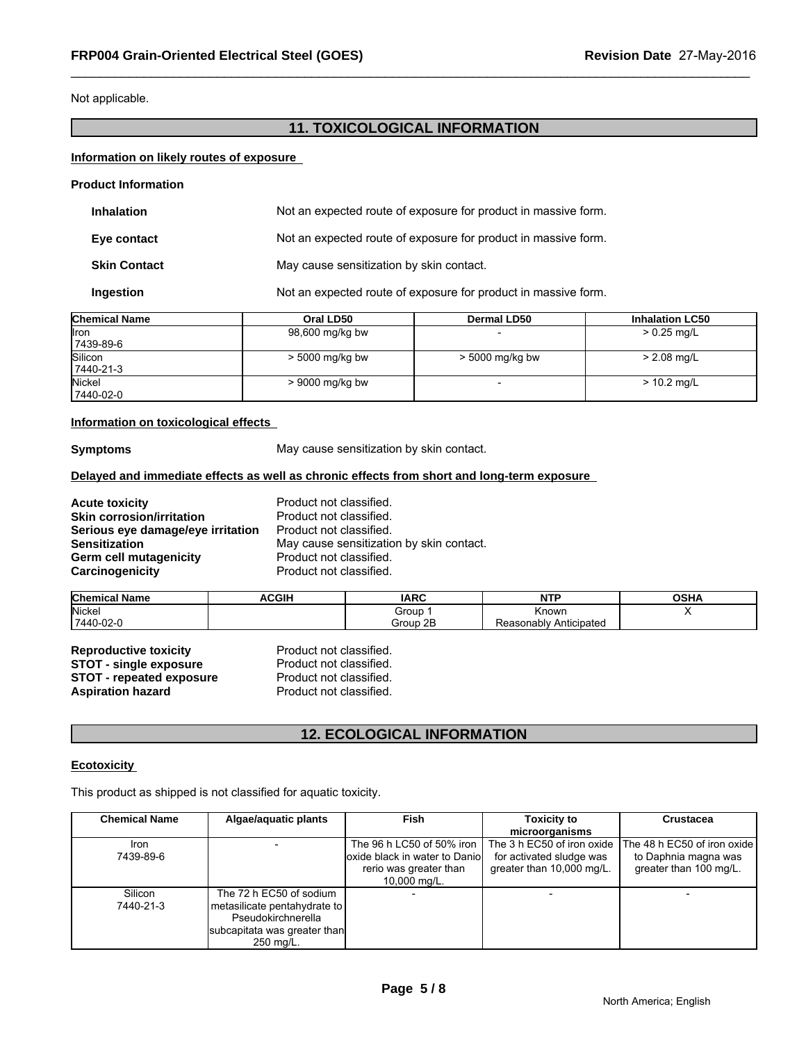Not applicable.

## 11. TOXICOLOGICAL INFORMATION

**Information on likely routes of exposure**

**Product Information**

**Inhalation** Not an expected route of exposure for product in massive form.

**Eye contact** Not an expected route of exposure for product in massive form.

**Skin Contact** May cause sensitization by skin contact.

**Ingestion** Not an expected route of exposure for product in massive form.

| Chemical Name | Oral LD50 | Dermal LD50 | Inhalation LC50 |
|---|---|---|---|
| Iron<br>7439-89-6 | 98,600 mg/kg bw | - | > 0.25 mg/L |
| Silicon<br>7440-21-3 | > 5000 mg/kg bw | > 5000 mg/kg bw | > 2.08 mg/L |
| Nickel<br>7440-02-0 | > 9000 mg/kg bw | - | > 10.2 mg/L |

**Information on toxicological effects**

**Symptoms** May cause sensitization by skin contact.

**Delayed and immediate effects as well as chronic effects from short and long-term exposure**

**Acute toxicity** Product not classified.
**Skin corrosion/irritation** Product not classified.
**Serious eye damage/eye irritation** Product not classified.
**Sensitization** May cause sensitization by skin contact.
**Germ cell mutagenicity** Product not classified.
**Carcinogenicity** Product not classified.

| Chemical Name | ACGIH | IARC | NTP | OSHA |
|---|---|---|---|---|
| Nickel<br>7440-02-0 | | Group 1<br>Group 2B | Known<br>Reasonably Anticipated | X |

**Reproductive toxicity** Product not classified.
**STOT - single exposure** Product not classified.
**STOT - repeated exposure** Product not classified.
**Aspiration hazard** Product not classified.

## 12. ECOLOGICAL INFORMATION

**Ecotoxicity**

This product as shipped is not classified for aquatic toxicity.

| Chemical Name | Algae/aquatic plants | Fish | Toxicity to microorganisms | Crustacea |
|---|---|---|---|---|
| Iron<br>7439-89-6 | - | The 96 h LC50 of 50% iron oxide black in water to Danio rerio was greater than 10,000 mg/L. | The 3 h EC50 of iron oxide for activated sludge was greater than 10,000 mg/L. | The 48 h EC50 of iron oxide to Daphnia magna was greater than 100 mg/L. |
| Silicon<br>7440-21-3 | The 72 h EC50 of sodium metasilicate pentahydrate to Pseudokirchnerella subcapitata was greater than 250 mg/L. | - | - | - |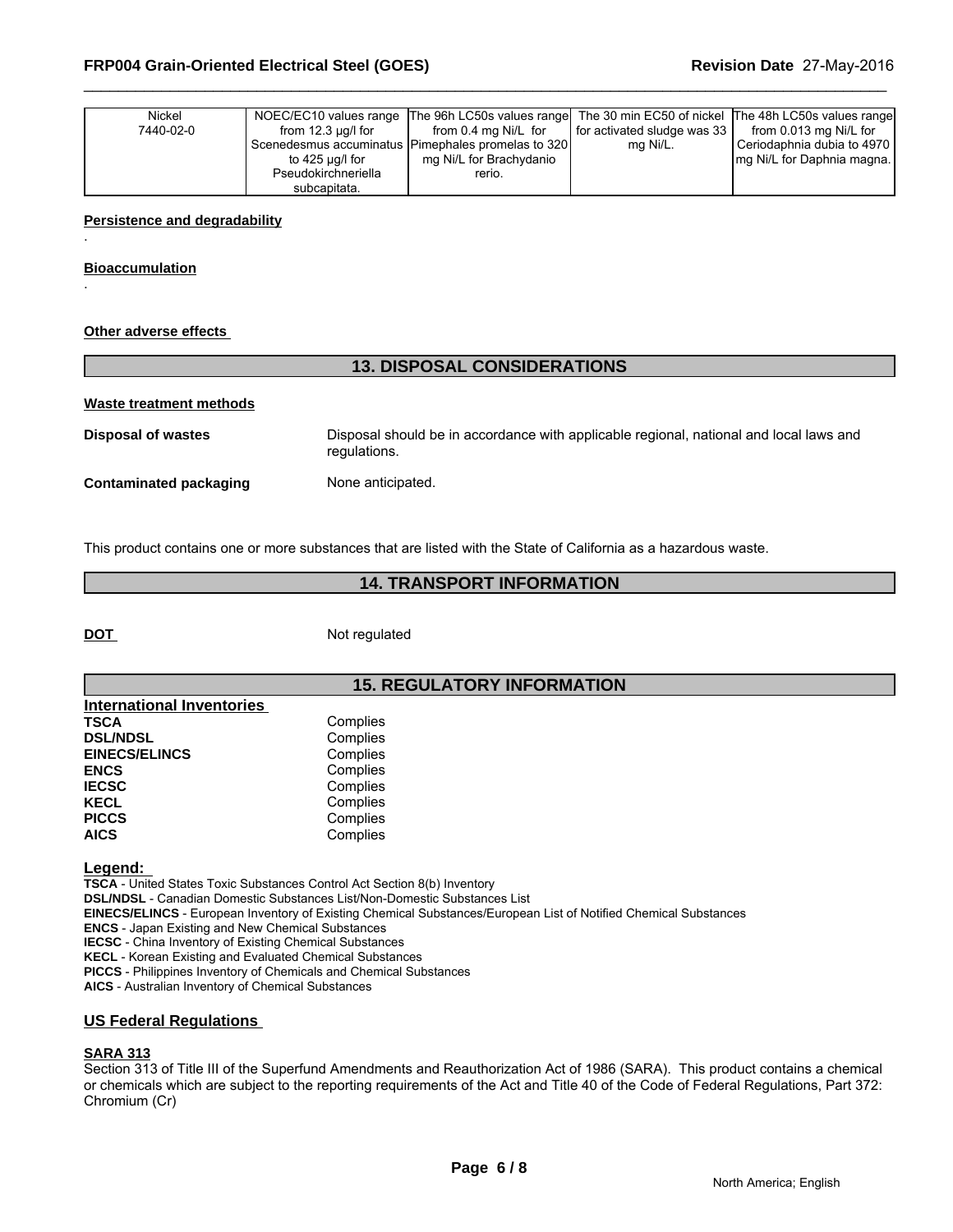| Nickel 7440-02-0 | NOEC/EC10 values range from 12.3 µg/l for Scenedesmus accuminatus to 425 µg/l for Pseudokirchneriella subcapitata. | The 96h LC50s values range from 0.4 mg Ni/L for Pimephales promelas to 320 mg Ni/L for Brachydanio rerio. | The 30 min EC50 of nickel for activated sludge was 33 mg Ni/L. | The 48h LC50s values range from 0.013 mg Ni/L for Ceriodaphnia dubia to 4970 mg Ni/L for Daphnia magna. |
|---|---|---|---|---|

**Persistence and degradability**

.

**Bioaccumulation**

.

**Other adverse effects**

## 13. DISPOSAL CONSIDERATIONS

**Waste treatment methods**

**Disposal of wastes** Disposal should be in accordance with applicable regional, national and local laws and regulations.

**Contaminated packaging** None anticipated.

This product contains one or more substances that are listed with the State of California as a hazardous waste.

## 14. TRANSPORT INFORMATION

**DOT** Not regulated

## 15. REGULATORY INFORMATION

**International Inventories**

| | |
|---|---|
| **TSCA** | Complies |
| **DSL/NDSL** | Complies |
| **EINECS/ELINCS** | Complies |
| **ENCS** | Complies |
| **IECSC** | Complies |
| **KECL** | Complies |
| **PICCS** | Complies |
| **AICS** | Complies |

**Legend:**

**TSCA** - United States Toxic Substances Control Act Section 8(b) Inventory
**DSL/NDSL** - Canadian Domestic Substances List/Non-Domestic Substances List
**EINECS/ELINCS** - European Inventory of Existing Chemical Substances/European List of Notified Chemical Substances
**ENCS** - Japan Existing and New Chemical Substances
**IECSC** - China Inventory of Existing Chemical Substances
**KECL** - Korean Existing and Evaluated Chemical Substances
**PICCS** - Philippines Inventory of Chemicals and Chemical Substances
**AICS** - Australian Inventory of Chemical Substances

**US Federal Regulations**

**SARA 313**

Section 313 of Title III of the Superfund Amendments and Reauthorization Act of 1986 (SARA). This product contains a chemical or chemicals which are subject to the reporting requirements of the Act and Title 40 of the Code of Federal Regulations, Part 372: Chromium (Cr)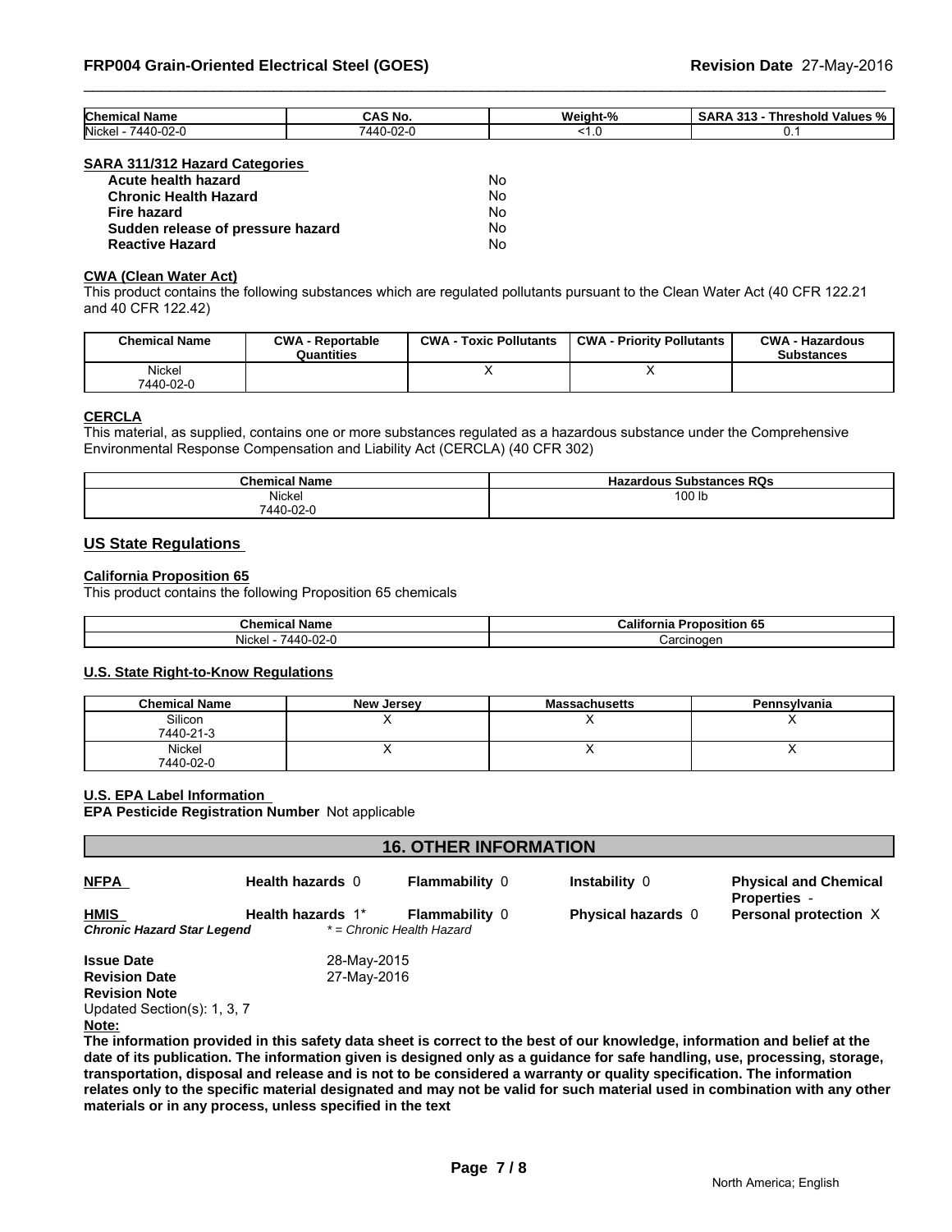| Chemical Name | CAS No. | Weight-% | SARA 313 - Threshold Values % |
|---|---|---|---|
| Nickel - 7440-02-0 | 7440-02-0 | <1.0 | 0.1 |

**SARA 311/312 Hazard Categories**

| | |
|---|---|
| **Acute health hazard** | No |
| **Chronic Health Hazard** | No |
| **Fire hazard** | No |
| **Sudden release of pressure hazard** | No |
| **Reactive Hazard** | No |

**CWA (Clean Water Act)**

This product contains the following substances which are regulated pollutants pursuant to the Clean Water Act (40 CFR 122.21 and 40 CFR 122.42)

| Chemical Name | CWA - Reportable Quantities | CWA - Toxic Pollutants | CWA - Priority Pollutants | CWA - Hazardous Substances |
|---|---|---|---|---|
| Nickel 7440-02-0 | | X | X | |

**CERCLA**

This material, as supplied, contains one or more substances regulated as a hazardous substance under the Comprehensive Environmental Response Compensation and Liability Act (CERCLA) (40 CFR 302)

| Chemical Name | Hazardous Substances RQs |
|---|---|
| Nickel 7440-02-0 | 100 lb |

## US State Regulations

**California Proposition 65**

This product contains the following Proposition 65 chemicals

| Chemical Name | California Proposition 65 |
|---|---|
| Nickel - 7440-02-0 | Carcinogen |

**U.S. State Right-to-Know Regulations**

| Chemical Name | New Jersey | Massachusetts | Pennsylvania |
|---|---|---|---|
| Silicon 7440-21-3 | X | X | X |
| Nickel 7440-02-0 | X | X | X |

**U.S. EPA Label Information**

**EPA Pesticide Registration Number** Not applicable

## 16. OTHER INFORMATION

| | | | | |
|---|---|---|---|---|
| **NFPA** | **Health hazards** 0 | **Flammability** 0 | **Instability** 0 | **Physical and Chemical Properties** - |
| **HMIS** | **Health hazards** 1* | **Flammability** 0 | **Physical hazards** 0 | **Personal protection** X |

***Chronic Hazard Star Legend*** *\* = Chronic Health Hazard*

**Issue Date** 28-May-2015

**Revision Date** 27-May-2016

**Revision Note**

Updated Section(s): 1, 3, 7

**Note:**

**The information provided in this safety data sheet is correct to the best of our knowledge, information and belief at the date of its publication. The information given is designed only as a guidance for safe handling, use, processing, storage, transportation, disposal and release and is not to be considered a warranty or quality specification. The information relates only to the specific material designated and may not be valid for such material used in combination with any other materials or in any process, unless specified in the text**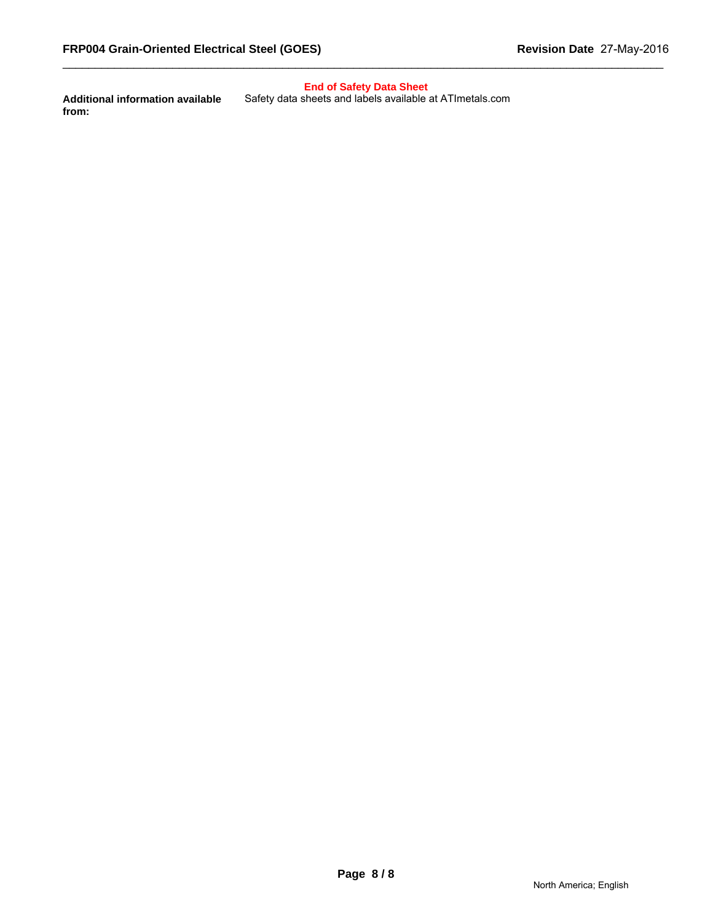**End of Safety Data Sheet**

**Additional information available from:** Safety data sheets and labels available at ATImetals.com